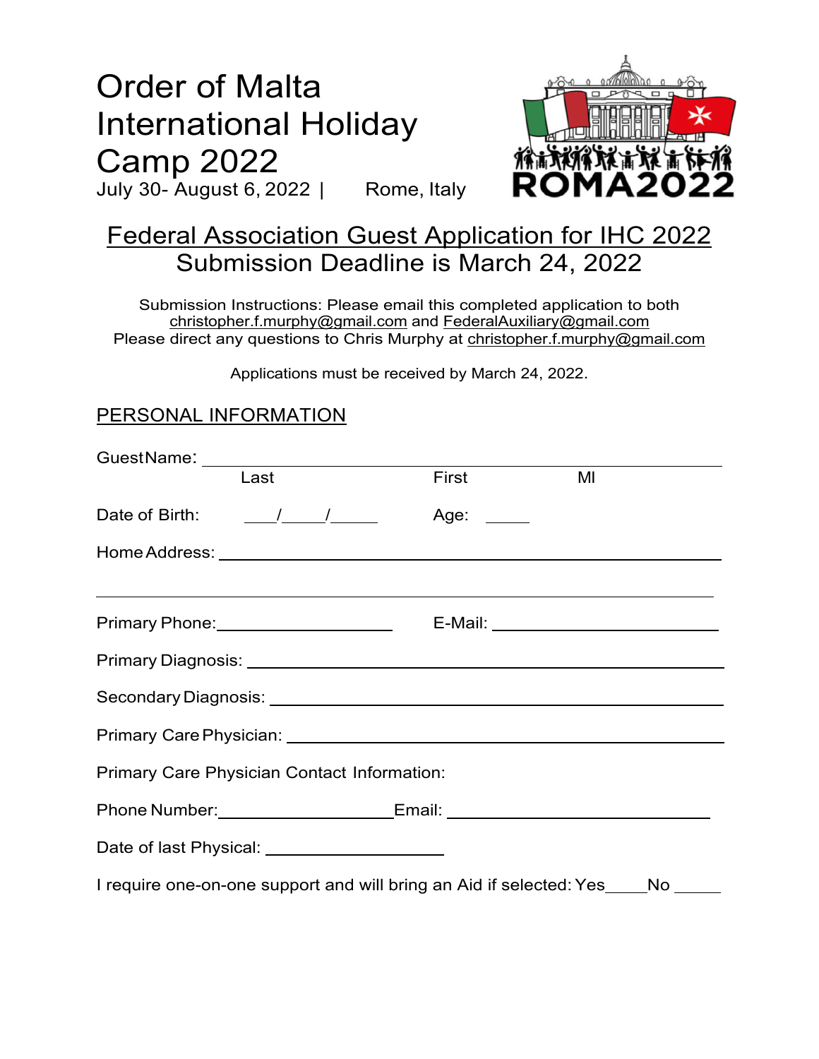# Order of Malta International Holiday Camp 2022

July 30- August 6, 2022 | Rome, Italy

ROMA2022

## Federal Association Guest Application for IHC 2022
## Submission Deadline is March 24, 2022

Submission Instructions: Please email this completed application to both christopher.f.murphy@gmail.com and FederalAuxiliary@gmail.com
Please direct any questions to Chris Murphy at christopher.f.murphy@gmail.com

Applications must be received by March 24, 2022.

### PERSONAL INFORMATION

Guest Name: ______________________________________________
Last First MI

Date of Birth: ___/___/_____ Age: _____

Home Address: ______________________________________________

______________________________________________

Primary Phone: ____________________ E-Mail: ____________________

Primary Diagnosis: ______________________________________________

Secondary Diagnosis: ______________________________________________

Primary Care Physician: ______________________________________________

Primary Care Physician Contact Information:

Phone Number: ____________________ Email: ____________________

Date of last Physical: ____________________

I require one-on-one support and will bring an Aid if selected: Yes____ No _____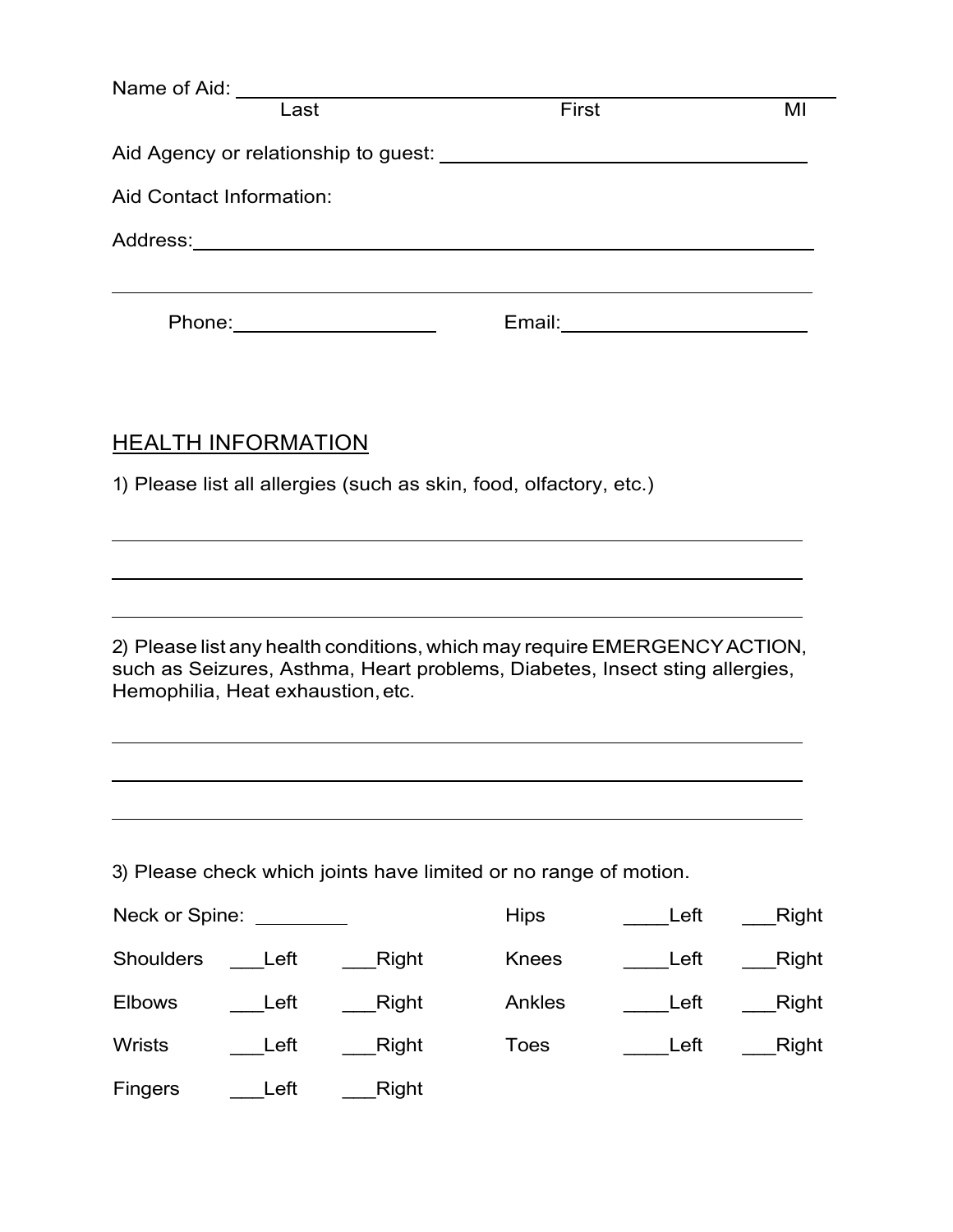Name of Aid: ______________________________________________
Last First MI

Aid Agency or relationship to guest: ______________________________

Aid Contact Information:

Address: ______________________________________________

______________________________________________

Phone: ____________________ Email: ____________________

## HEALTH INFORMATION

1) Please list all allergies (such as skin, food, olfactory, etc.)

______________________________________________

______________________________________________

______________________________________________

2) Please list any health conditions, which may require EMERGENCY ACTION, such as Seizures, Asthma, Heart problems, Diabetes, Insect sting allergies, Hemophilia, Heat exhaustion, etc.

______________________________________________

______________________________________________

______________________________________________

3) Please check which joints have limited or no range of motion.

| | | | | | |
|---|---|---|---|---|---|
| Neck or Spine: ________ | | | Hips | ____Left | ___Right |
| Shoulders | ___Left | ___Right | Knees | ____Left | ___Right |
| Elbows | ___Left | ___Right | Ankles | ____Left | ___Right |
| Wrists | ___Left | ___Right | Toes | ____Left | ___Right |
| Fingers | ___Left | ___Right | | | |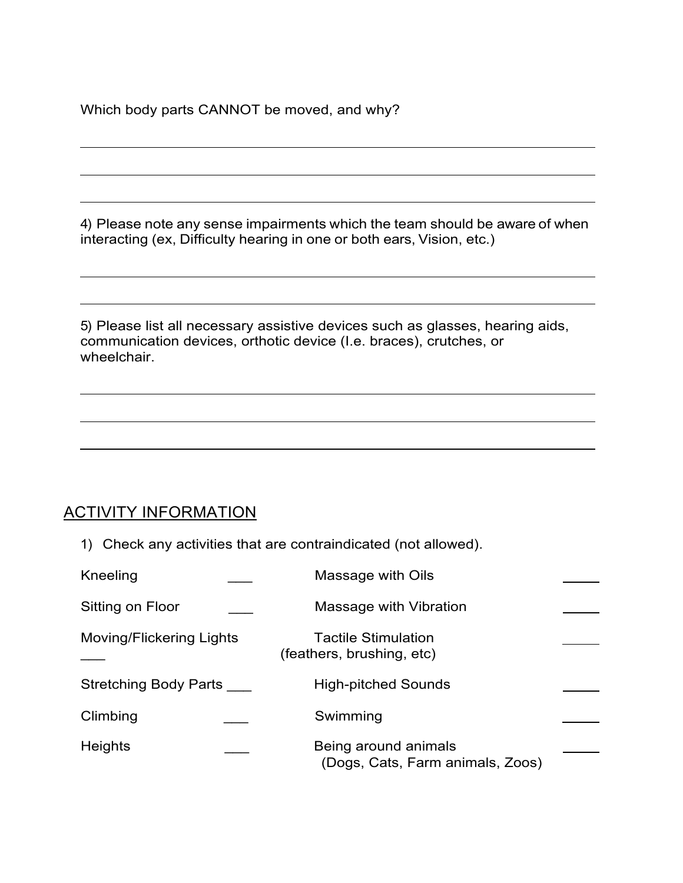Which body parts CANNOT be moved, and why?

_______________________________________________________________

_______________________________________________________________

_______________________________________________________________

4) Please note any sense impairments which the team should be aware of when interacting (ex, Difficulty hearing in one or both ears, Vision, etc.)

_______________________________________________________________

_______________________________________________________________

5) Please list all necessary assistive devices such as glasses, hearing aids, communication devices, orthotic device (I.e. braces), crutches, or wheelchair.

_______________________________________________________________

_______________________________________________________________

_______________________________________________________________

## ACTIVITY INFORMATION

1) Check any activities that are contraindicated (not allowed).

| | | | |
|---|---|---|---|
| Kneeling | ___ | Massage with Oils | _____ |
| Sitting on Floor | ___ | Massage with Vibration | _____ |
| Moving/Flickering Lights | ___ | Tactile Stimulation (feathers, brushing, etc) | _____ |
| Stretching Body Parts | ___ | High-pitched Sounds | _____ |
| Climbing | ___ | Swimming | _____ |
| Heights | ___ | Being around animals (Dogs, Cats, Farm animals, Zoos) | _____ |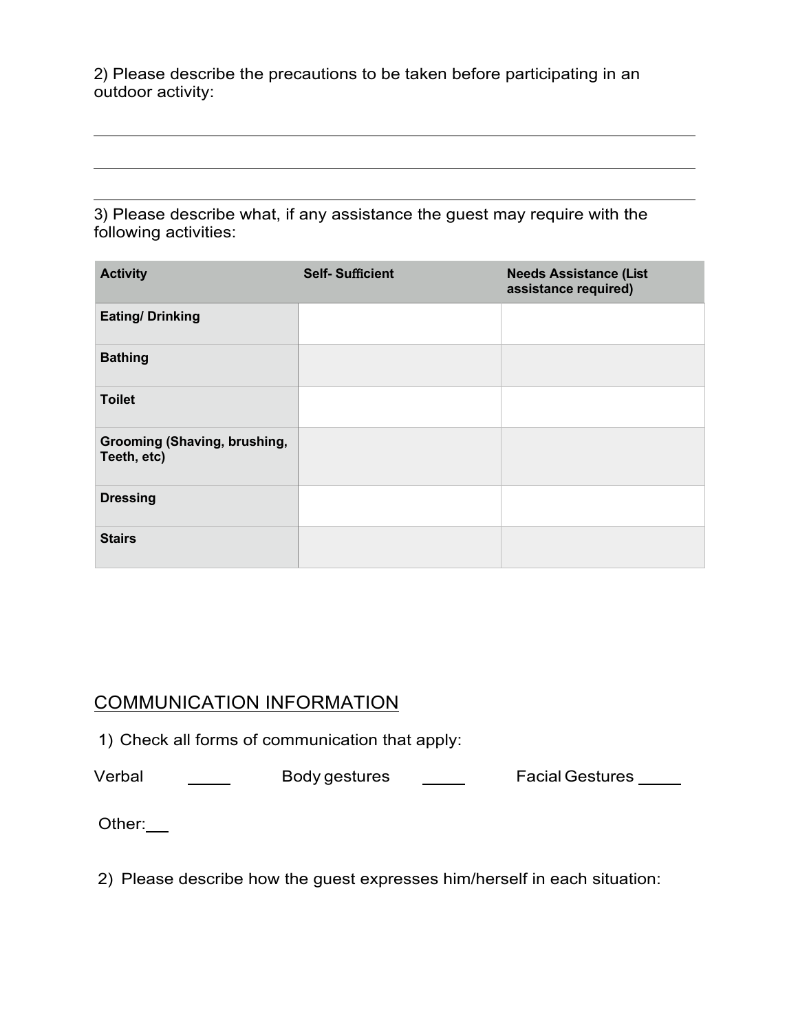2) Please describe the precautions to be taken before participating in an outdoor activity:

______________________________________________________________________

______________________________________________________________________

______________________________________________________________________

3) Please describe what, if any assistance the guest may require with the following activities:

| Activity | Self- Sufficient | Needs Assistance (List assistance required) |
|---|---|---|
| **Eating/ Drinking** | | |
| **Bathing** | | |
| **Toilet** | | |
| **Grooming (Shaving, brushing, Teeth, etc)** | | |
| **Dressing** | | |
| **Stairs** | | |

## COMMUNICATION INFORMATION

1) Check all forms of communication that apply:

Verbal _____ Body gestures _____ Facial Gestures _____

Other: __

2) Please describe how the guest expresses him/herself in each situation: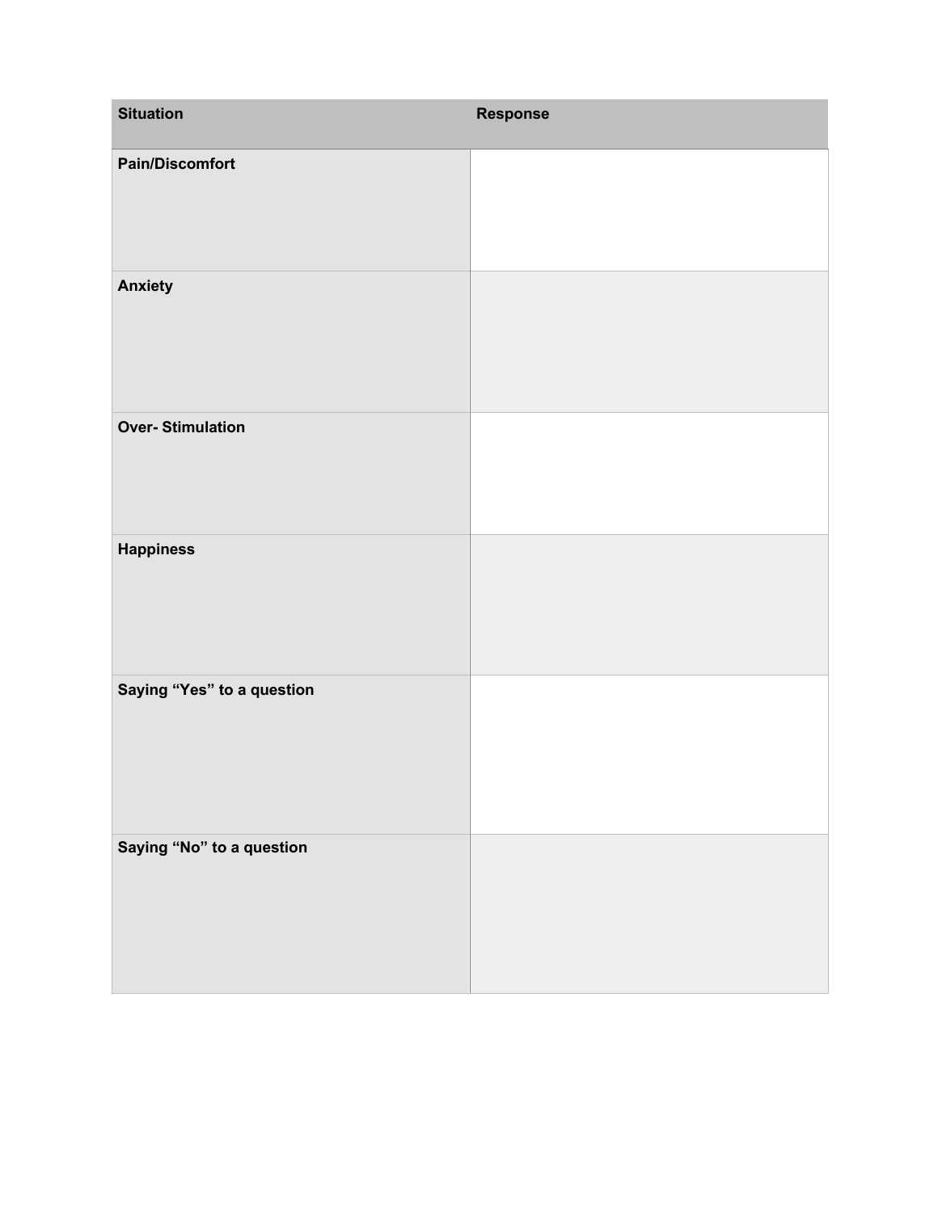| Situation | Response |
| --- | --- |
| **Pain/Discomfort** | |
| **Anxiety** | |
| **Over- Stimulation** | |
| **Happiness** | |
| **Saying “Yes” to a question** | |
| **Saying “No” to a question** | |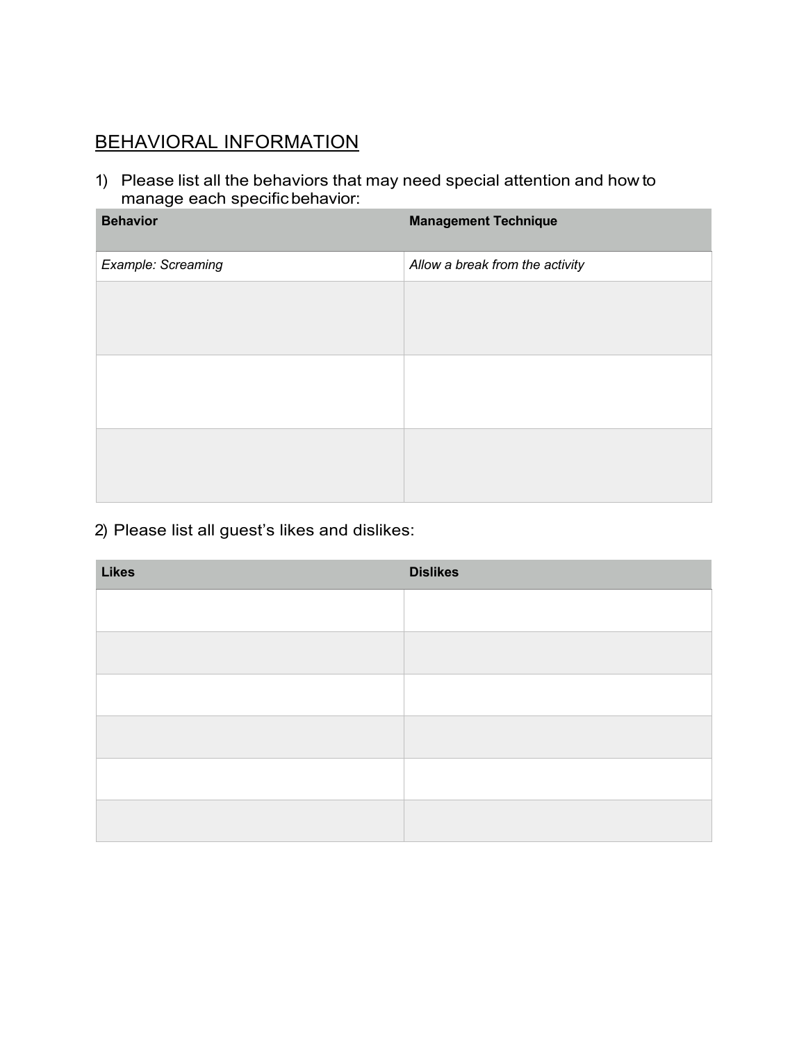## BEHAVIORAL INFORMATION

1) Please list all the behaviors that may need special attention and how to manage each specific behavior:

| Behavior | Management Technique |
| --- | --- |
| *Example: Screaming* | *Allow a break from the activity* |
| | |
| | |
| | |

2) Please list all guest's likes and dislikes:

| Likes | Dislikes |
| --- | --- |
| | |
| | |
| | |
| | |
| | |
| | |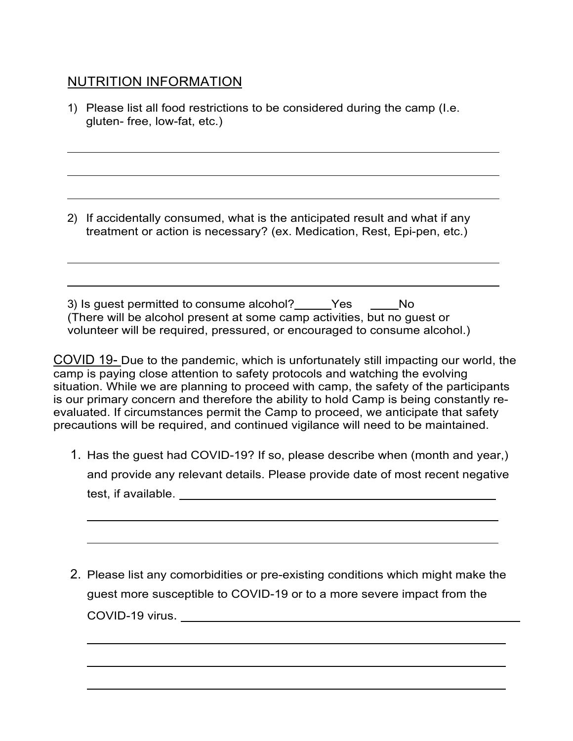## NUTRITION INFORMATION

1) Please list all food restrictions to be considered during the camp (I.e. gluten- free, low-fat, etc.)

\_\_\_\_\_\_\_\_\_\_\_\_\_\_\_\_\_\_\_\_\_\_\_\_\_\_\_\_\_\_\_\_\_\_\_\_\_\_\_\_\_\_\_\_\_\_\_\_\_\_\_\_\_\_\_\_\_\_\_\_

\_\_\_\_\_\_\_\_\_\_\_\_\_\_\_\_\_\_\_\_\_\_\_\_\_\_\_\_\_\_\_\_\_\_\_\_\_\_\_\_\_\_\_\_\_\_\_\_\_\_\_\_\_\_\_\_\_\_\_\_

\_\_\_\_\_\_\_\_\_\_\_\_\_\_\_\_\_\_\_\_\_\_\_\_\_\_\_\_\_\_\_\_\_\_\_\_\_\_\_\_\_\_\_\_\_\_\_\_\_\_\_\_\_\_\_\_\_\_\_\_

2) If accidentally consumed, what is the anticipated result and what if any treatment or action is necessary? (ex. Medication, Rest, Epi-pen, etc.)

\_\_\_\_\_\_\_\_\_\_\_\_\_\_\_\_\_\_\_\_\_\_\_\_\_\_\_\_\_\_\_\_\_\_\_\_\_\_\_\_\_\_\_\_\_\_\_\_\_\_\_\_\_\_\_\_\_\_\_\_

\_\_\_\_\_\_\_\_\_\_\_\_\_\_\_\_\_\_\_\_\_\_\_\_\_\_\_\_\_\_\_\_\_\_\_\_\_\_\_\_\_\_\_\_\_\_\_\_\_\_\_\_\_\_\_\_\_\_\_\_

3) Is guest permitted to consume alcohol? \_\_\_\_\_\_Yes \_\_\_\_\_No
(There will be alcohol present at some camp activities, but no guest or volunteer will be required, pressured, or encouraged to consume alcohol.)

COVID 19- Due to the pandemic, which is unfortunately still impacting our world, the camp is paying close attention to safety protocols and watching the evolving situation. While we are planning to proceed with camp, the safety of the participants is our primary concern and therefore the ability to hold Camp is being constantly re-evaluated. If circumstances permit the Camp to proceed, we anticipate that safety precautions will be required, and continued vigilance will need to be maintained.

1. Has the guest had COVID-19? If so, please describe when (month and year,) and provide any relevant details. Please provide date of most recent negative test, if available. \_\_\_\_\_\_\_\_\_\_\_\_\_\_\_\_\_\_\_\_\_\_\_\_\_\_\_\_\_\_\_\_\_\_\_\_\_\_\_\_\_\_\_\_

   \_\_\_\_\_\_\_\_\_\_\_\_\_\_\_\_\_\_\_\_\_\_\_\_\_\_\_\_\_\_\_\_\_\_\_\_\_\_\_\_\_\_\_\_\_\_\_\_\_\_\_\_\_\_\_\_\_\_\_\_

   \_\_\_\_\_\_\_\_\_\_\_\_\_\_\_\_\_\_\_\_\_\_\_\_\_\_\_\_\_\_\_\_\_\_\_\_\_\_\_\_\_\_\_\_\_\_\_\_\_\_\_\_\_\_\_\_\_\_\_\_

2. Please list any comorbidities or pre-existing conditions which might make the guest more susceptible to COVID-19 or to a more severe impact from the COVID-19 virus. \_\_\_\_\_\_\_\_\_\_\_\_\_\_\_\_\_\_\_\_\_\_\_\_\_\_\_\_\_\_\_\_\_\_\_\_\_\_\_\_\_\_\_\_\_\_\_\_

   \_\_\_\_\_\_\_\_\_\_\_\_\_\_\_\_\_\_\_\_\_\_\_\_\_\_\_\_\_\_\_\_\_\_\_\_\_\_\_\_\_\_\_\_\_\_\_\_\_\_\_\_\_\_\_\_\_\_\_\_

   \_\_\_\_\_\_\_\_\_\_\_\_\_\_\_\_\_\_\_\_\_\_\_\_\_\_\_\_\_\_\_\_\_\_\_\_\_\_\_\_\_\_\_\_\_\_\_\_\_\_\_\_\_\_\_\_\_\_\_\_

   \_\_\_\_\_\_\_\_\_\_\_\_\_\_\_\_\_\_\_\_\_\_\_\_\_\_\_\_\_\_\_\_\_\_\_\_\_\_\_\_\_\_\_\_\_\_\_\_\_\_\_\_\_\_\_\_\_\_\_\_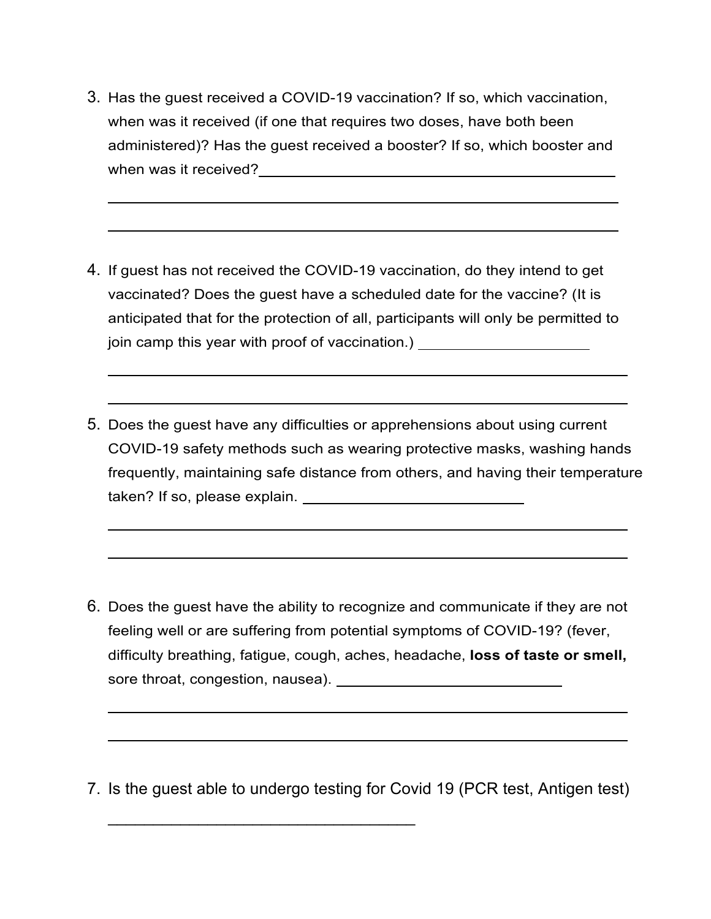3. Has the guest received a COVID-19 vaccination? If so, which vaccination, when was it received (if one that requires two doses, have both been administered)? Has the guest received a booster? If so, which booster and when was it received?______________________________________________

_____________________________________________________________________

_____________________________________________________________________

4. If guest has not received the COVID-19 vaccination, do they intend to get vaccinated? Does the guest have a scheduled date for the vaccine? (It is anticipated that for the protection of all, participants will only be permitted to join camp this year with proof of vaccination.) ______________________

_____________________________________________________________________

_____________________________________________________________________

5. Does the guest have any difficulties or apprehensions about using current COVID-19 safety methods such as wearing protective masks, washing hands frequently, maintaining safe distance from others, and having their temperature taken? If so, please explain. ____________________________

_____________________________________________________________________

_____________________________________________________________________

6. Does the guest have the ability to recognize and communicate if they are not feeling well or are suffering from potential symptoms of COVID-19? (fever, difficulty breathing, fatigue, cough, aches, headache, **loss of taste or smell,** sore throat, congestion, nausea). ____________________________

_____________________________________________________________________

_____________________________________________________________________

7. Is the guest able to undergo testing for Covid 19 (PCR test, Antigen test)

_____________________________________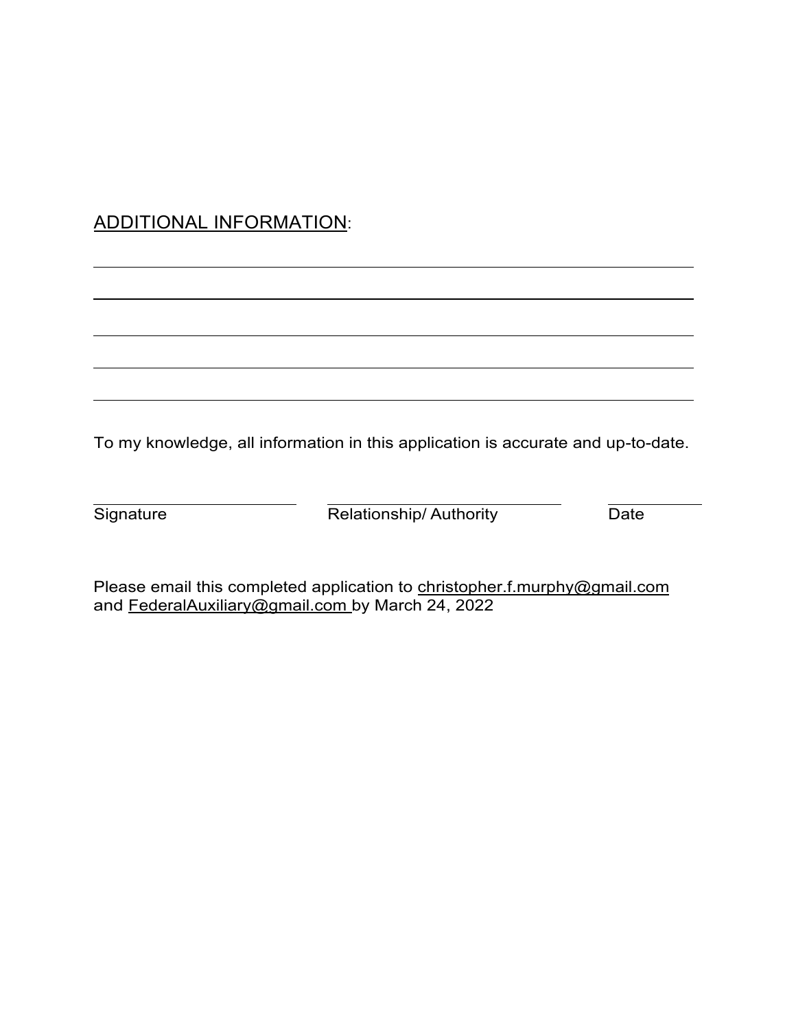ADDITIONAL INFORMATION:

\_\_\_\_\_\_\_\_\_\_\_\_\_\_\_\_\_\_\_\_\_\_\_\_\_\_\_\_\_\_\_\_\_\_\_\_\_\_\_\_\_\_\_\_\_\_\_\_\_\_\_\_\_\_\_\_\_\_\_\_

\_\_\_\_\_\_\_\_\_\_\_\_\_\_\_\_\_\_\_\_\_\_\_\_\_\_\_\_\_\_\_\_\_\_\_\_\_\_\_\_\_\_\_\_\_\_\_\_\_\_\_\_\_\_\_\_\_\_\_\_

\_\_\_\_\_\_\_\_\_\_\_\_\_\_\_\_\_\_\_\_\_\_\_\_\_\_\_\_\_\_\_\_\_\_\_\_\_\_\_\_\_\_\_\_\_\_\_\_\_\_\_\_\_\_\_\_\_\_\_\_

\_\_\_\_\_\_\_\_\_\_\_\_\_\_\_\_\_\_\_\_\_\_\_\_\_\_\_\_\_\_\_\_\_\_\_\_\_\_\_\_\_\_\_\_\_\_\_\_\_\_\_\_\_\_\_\_\_\_\_\_

\_\_\_\_\_\_\_\_\_\_\_\_\_\_\_\_\_\_\_\_\_\_\_\_\_\_\_\_\_\_\_\_\_\_\_\_\_\_\_\_\_\_\_\_\_\_\_\_\_\_\_\_\_\_\_\_\_\_\_\_

To my knowledge, all information in this application is accurate and up-to-date.

| | | |
|---|---|---|
| \_\_\_\_\_\_\_\_\_\_\_\_\_\_\_\_\_\_\_\_ | \_\_\_\_\_\_\_\_\_\_\_\_\_\_\_\_\_\_\_\_\_\_\_ | \_\_\_\_\_\_\_\_\_ |
| Signature | Relationship/ Authority | Date |

Please email this completed application to christopher.f.murphy@gmail.com and FederalAuxiliary@gmail.com by March 24, 2022